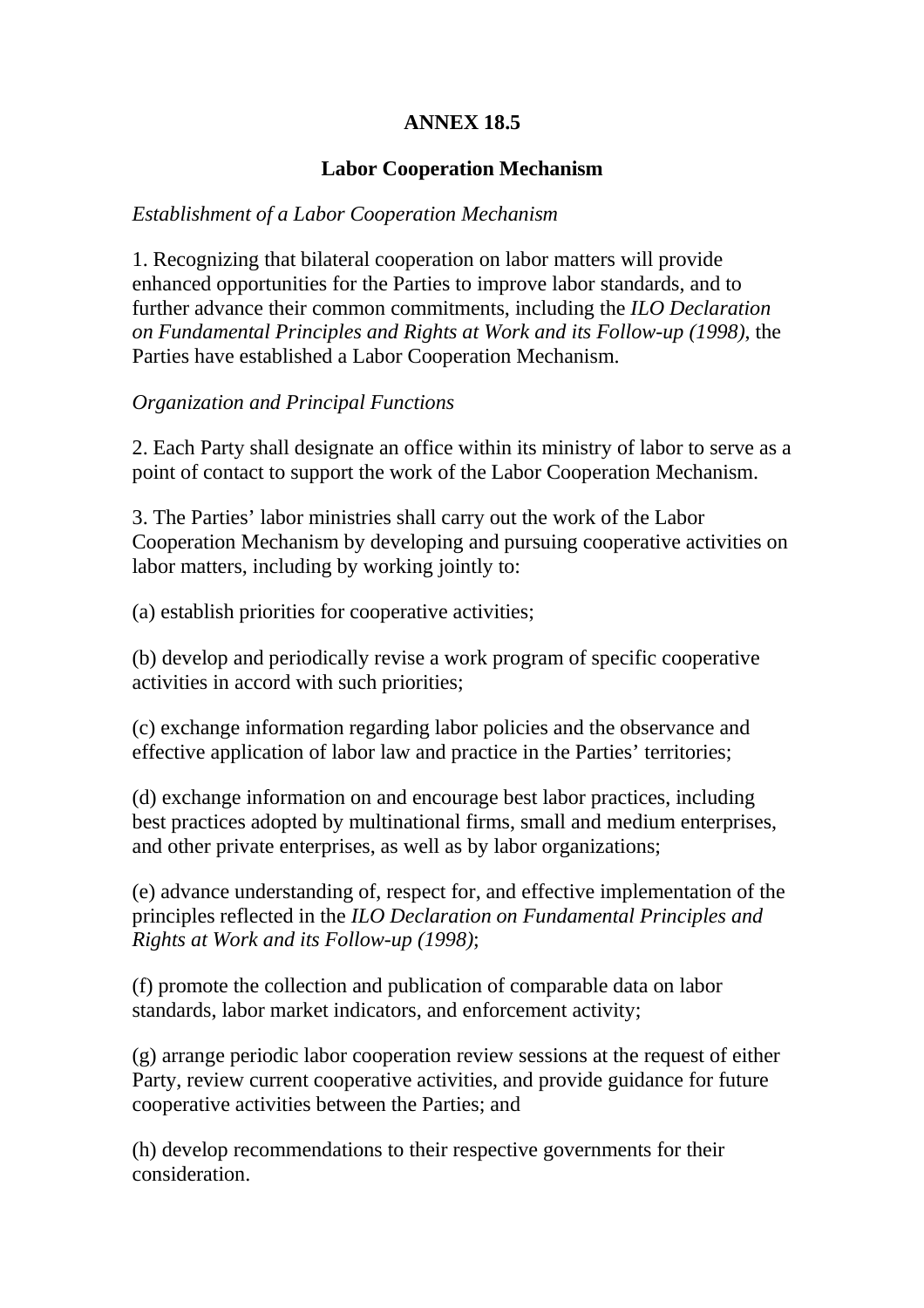# ANNEX 18.5

## Labor Cooperation Mechanism

*Establishment of a Labor Cooperation Mechanism*

1. Recognizing that bilateral cooperation on labor matters will provide enhanced opportunities for the Parties to improve labor standards, and to further advance their common commitments, including the *ILO Declaration on Fundamental Principles and Rights at Work and its Follow-up (1998)*, the Parties have established a Labor Cooperation Mechanism.

*Organization and Principal Functions*

2. Each Party shall designate an office within its ministry of labor to serve as a point of contact to support the work of the Labor Cooperation Mechanism.

3. The Parties' labor ministries shall carry out the work of the Labor Cooperation Mechanism by developing and pursuing cooperative activities on labor matters, including by working jointly to:

(a) establish priorities for cooperative activities;

(b) develop and periodically revise a work program of specific cooperative activities in accord with such priorities;

(c) exchange information regarding labor policies and the observance and effective application of labor law and practice in the Parties' territories;

(d) exchange information on and encourage best labor practices, including best practices adopted by multinational firms, small and medium enterprises, and other private enterprises, as well as by labor organizations;

(e) advance understanding of, respect for, and effective implementation of the principles reflected in the *ILO Declaration on Fundamental Principles and Rights at Work and its Follow-up (1998)*;

(f) promote the collection and publication of comparable data on labor standards, labor market indicators, and enforcement activity;

(g) arrange periodic labor cooperation review sessions at the request of either Party, review current cooperative activities, and provide guidance for future cooperative activities between the Parties; and

(h) develop recommendations to their respective governments for their consideration.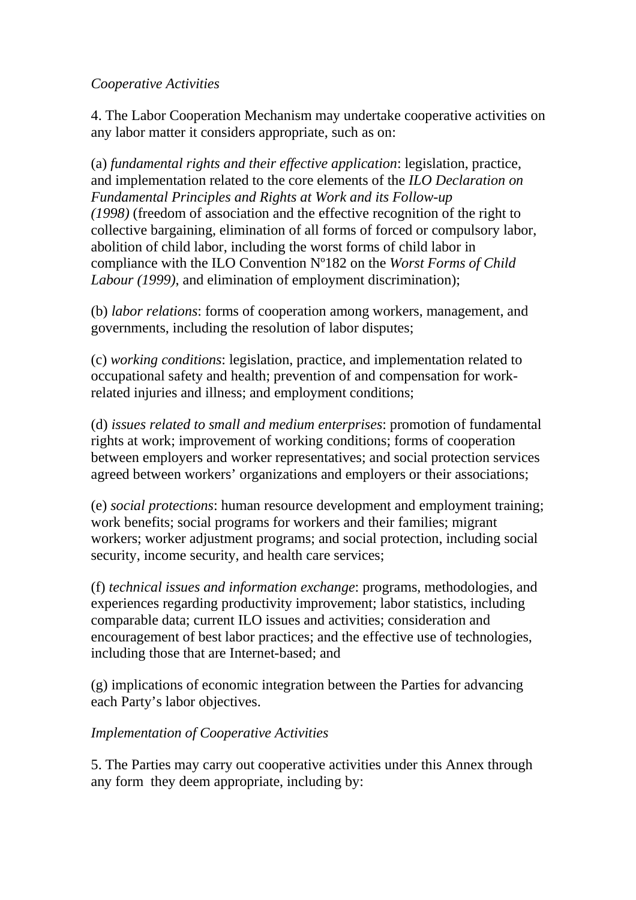*Cooperative Activities*

4. The Labor Cooperation Mechanism may undertake cooperative activities on any labor matter it considers appropriate, such as on:

(a) *fundamental rights and their effective application*: legislation, practice, and implementation related to the core elements of the *ILO Declaration on Fundamental Principles and Rights at Work and its Follow-up (1998)* (freedom of association and the effective recognition of the right to collective bargaining, elimination of all forms of forced or compulsory labor, abolition of child labor, including the worst forms of child labor in compliance with the ILO Convention Nº182 on the *Worst Forms of Child Labour (1999)*, and elimination of employment discrimination);

(b) *labor relations*: forms of cooperation among workers, management, and governments, including the resolution of labor disputes;

(c) *working conditions*: legislation, practice, and implementation related to occupational safety and health; prevention of and compensation for work-related injuries and illness; and employment conditions;

(d) *issues related to small and medium enterprises*: promotion of fundamental rights at work; improvement of working conditions; forms of cooperation between employers and worker representatives; and social protection services agreed between workers' organizations and employers or their associations;

(e) *social protections*: human resource development and employment training; work benefits; social programs for workers and their families; migrant workers; worker adjustment programs; and social protection, including social security, income security, and health care services;

(f) *technical issues and information exchange*: programs, methodologies, and experiences regarding productivity improvement; labor statistics, including comparable data; current ILO issues and activities; consideration and encouragement of best labor practices; and the effective use of technologies, including those that are Internet-based; and

(g) implications of economic integration between the Parties for advancing each Party's labor objectives.

*Implementation of Cooperative Activities*

5. The Parties may carry out cooperative activities under this Annex through any form they deem appropriate, including by: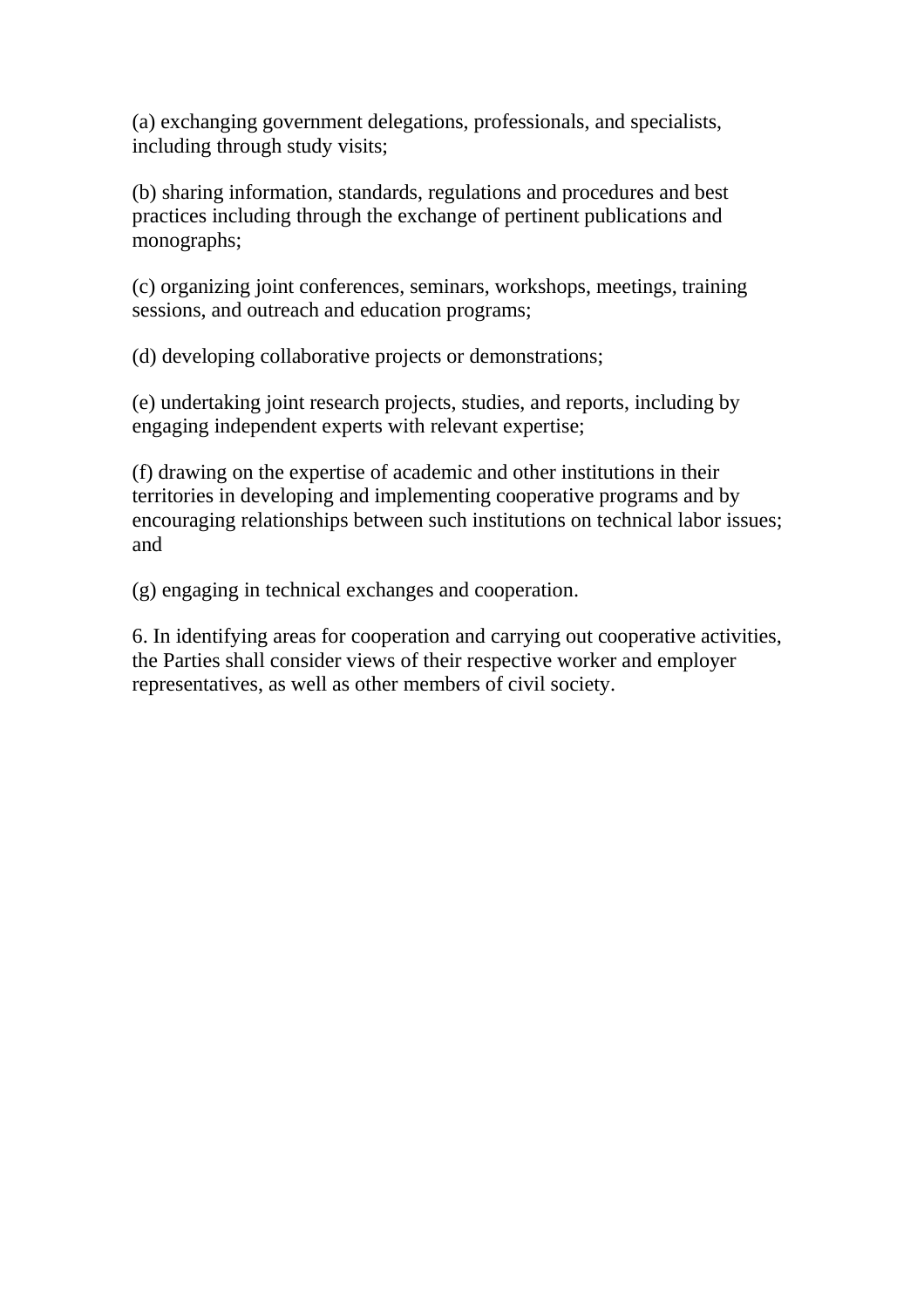(a) exchanging government delegations, professionals, and specialists, including through study visits;

(b) sharing information, standards, regulations and procedures and best practices including through the exchange of pertinent publications and monographs;

(c) organizing joint conferences, seminars, workshops, meetings, training sessions, and outreach and education programs;

(d) developing collaborative projects or demonstrations;

(e) undertaking joint research projects, studies, and reports, including by engaging independent experts with relevant expertise;

(f) drawing on the expertise of academic and other institutions in their territories in developing and implementing cooperative programs and by encouraging relationships between such institutions on technical labor issues; and

(g) engaging in technical exchanges and cooperation.

6. In identifying areas for cooperation and carrying out cooperative activities, the Parties shall consider views of their respective worker and employer representatives, as well as other members of civil society.